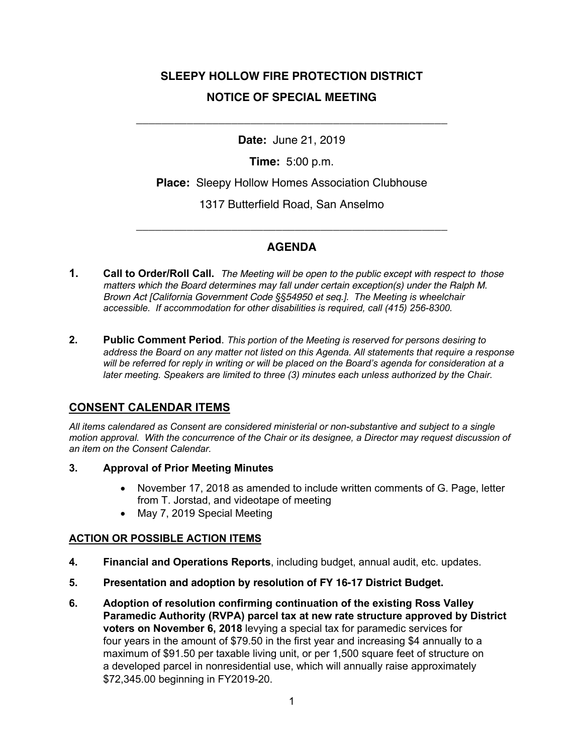# SLEEPY HOLLOW FIRE PROTECTION DISTRICT

## NOTICE OF SPECIAL MEETING

---

**Date:** June 21, 2019

**Time:** 5:00 p.m.

**Place:** Sleepy Hollow Homes Association Clubhouse

1317 Butterfield Road, San Anselmo

---

## AGENDA

**1. Call to Order/Roll Call.** *The Meeting will be open to the public except with respect to those matters which the Board determines may fall under certain exception(s) under the Ralph M. Brown Act [California Government Code §§54950 et seq.]. The Meeting is wheelchair accessible. If accommodation for other disabilities is required, call (415) 256-8300.*

**2. Public Comment Period**. *This portion of the Meeting is reserved for persons desiring to address the Board on any matter not listed on this Agenda. All statements that require a response will be referred for reply in writing or will be placed on the Board's agenda for consideration at a later meeting. Speakers are limited to three (3) minutes each unless authorized by the Chair.*

## CONSENT CALENDAR ITEMS

*All items calendared as Consent are considered ministerial or non-substantive and subject to a single motion approval. With the concurrence of the Chair or its designee, a Director may request discussion of an item on the Consent Calendar.*

**3. Approval of Prior Meeting Minutes**

- November 17, 2018 as amended to include written comments of G. Page, letter from T. Jorstad, and videotape of meeting
- May 7, 2019 Special Meeting

## ACTION OR POSSIBLE ACTION ITEMS

**4. Financial and Operations Reports**, including budget, annual audit, etc. updates.

**5. Presentation and adoption by resolution of FY 16-17 District Budget.**

**6. Adoption of resolution confirming continuation of the existing Ross Valley Paramedic Authority (RVPA) parcel tax at new rate structure approved by District voters on November 6, 2018** levying a special tax for paramedic services for four years in the amount of $79.50 in the first year and increasing $4 annually to a maximum of $91.50 per taxable living unit, or per 1,500 square feet of structure on a developed parcel in nonresidential use, which will annually raise approximately $72,345.00 beginning in FY2019-20.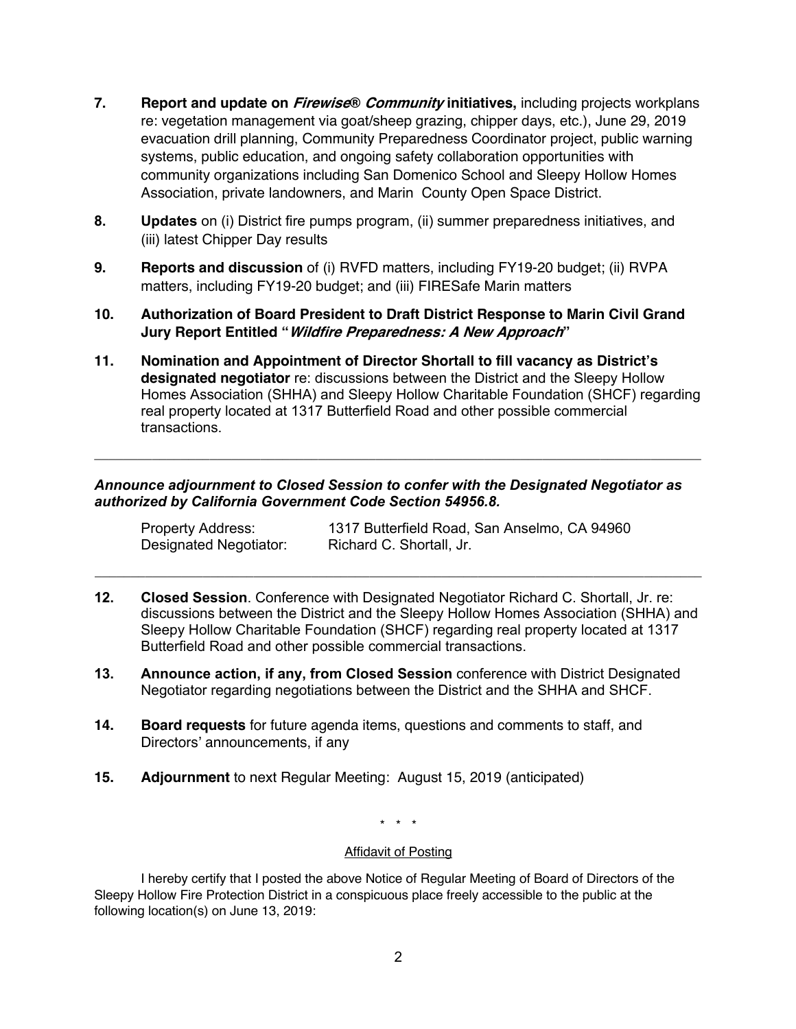7. **Report and update on *Firewise® Community* initiatives,** including projects workplans re: vegetation management via goat/sheep grazing, chipper days, etc.), June 29, 2019 evacuation drill planning, Community Preparedness Coordinator project, public warning systems, public education, and ongoing safety collaboration opportunities with community organizations including San Domenico School and Sleepy Hollow Homes Association, private landowners, and Marin County Open Space District.

8. **Updates** on (i) District fire pumps program, (ii) summer preparedness initiatives, and (iii) latest Chipper Day results

9. **Reports and discussion** of (i) RVFD matters, including FY19-20 budget; (ii) RVPA matters, including FY19-20 budget; and (iii) FIRESafe Marin matters

10. **Authorization of Board President to Draft District Response to Marin Civil Grand Jury Report Entitled "*Wildfire Preparedness: A New Approach*"**

11. **Nomination and Appointment of Director Shortall to fill vacancy as District's designated negotiator** re: discussions between the District and the Sleepy Hollow Homes Association (SHHA) and Sleepy Hollow Charitable Foundation (SHCF) regarding real property located at 1317 Butterfield Road and other possible commercial transactions.

---

***Announce adjournment to Closed Session to confer with the Designated Negotiator as authorized by California Government Code Section 54956.8.***

Property Address: 1317 Butterfield Road, San Anselmo, CA 94960
Designated Negotiator: Richard C. Shortall, Jr.

---

12. **Closed Session**. Conference with Designated Negotiator Richard C. Shortall, Jr. re: discussions between the District and the Sleepy Hollow Homes Association (SHHA) and Sleepy Hollow Charitable Foundation (SHCF) regarding real property located at 1317 Butterfield Road and other possible commercial transactions.

13. **Announce action, if any, from Closed Session** conference with District Designated Negotiator regarding negotiations between the District and the SHHA and SHCF.

14. **Board requests** for future agenda items, questions and comments to staff, and Directors' announcements, if any

15. **Adjournment** to next Regular Meeting: August 15, 2019 (anticipated)

\* \* \*

<u>Affidavit of Posting</u>

I hereby certify that I posted the above Notice of Regular Meeting of Board of Directors of the Sleepy Hollow Fire Protection District in a conspicuous place freely accessible to the public at the following location(s) on June 13, 2019: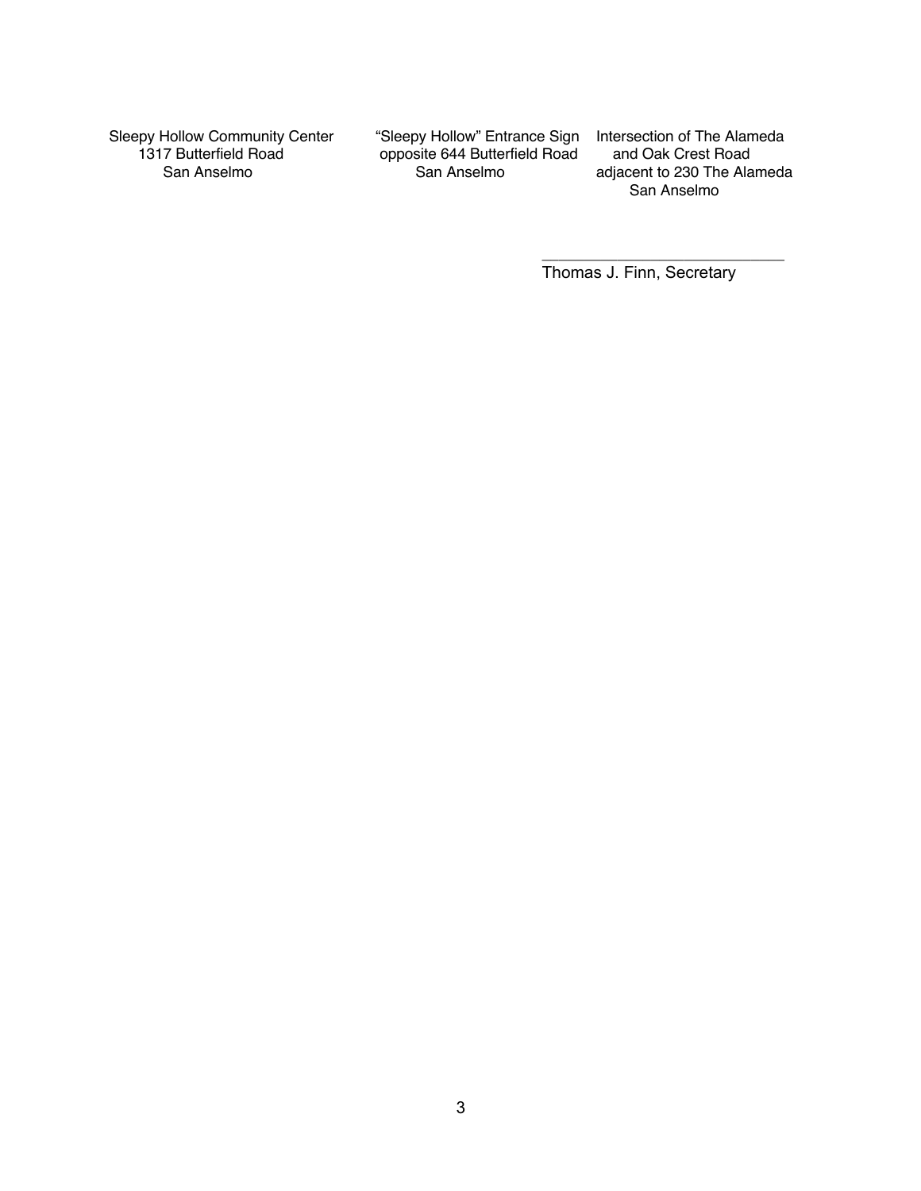| | | |
|---|---|---|
| Sleepy Hollow Community Center<br>1317 Butterfield Road<br>San Anselmo | "Sleepy Hollow" Entrance Sign<br>opposite 644 Butterfield Road<br>San Anselmo | Intersection of The Alameda<br>and Oak Crest Road<br>adjacent to 230 The Alameda<br>San Anselmo |

\_\_\_\_\_\_\_\_\_\_\_\_\_\_\_\_\_\_\_\_\_\_\_\_\_\_\_\_\_\_

Thomas J. Finn, Secretary